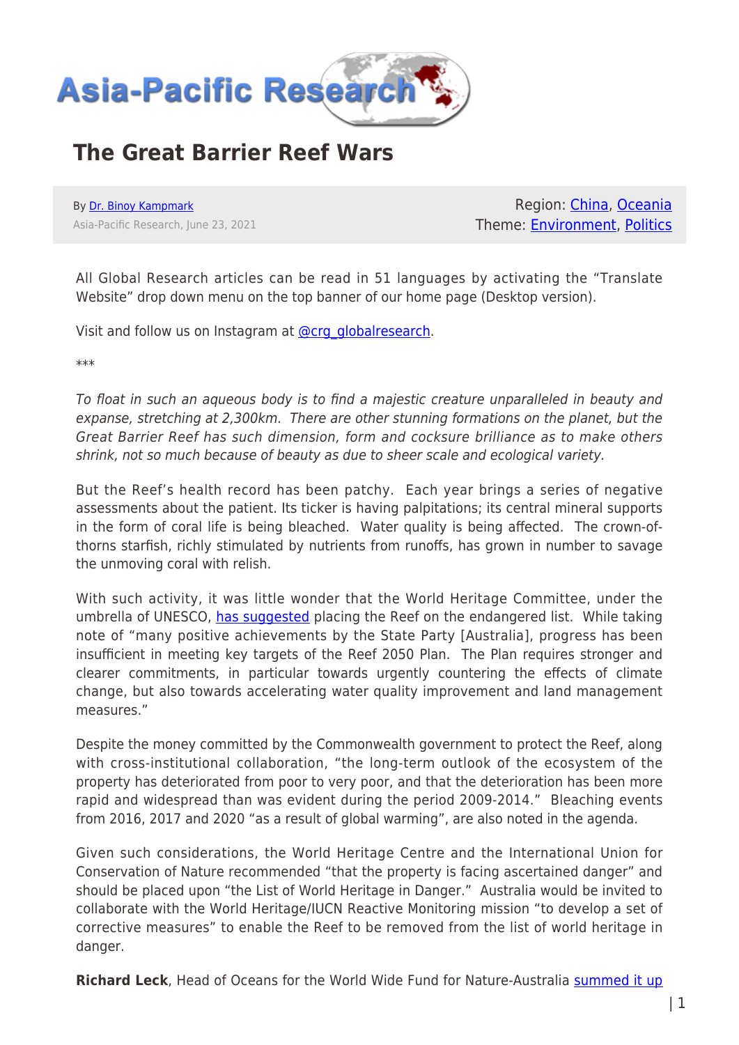# The Great Barrier Reef Wars

By [Dr. Binoy Kampmark](#)
Asia-Pacific Research, June 23, 2021

Region: [China](#), [Oceania](#)
Theme: [Environment](#), [Politics](#)

All Global Research articles can be read in 51 languages by activating the "Translate Website" drop down menu on the top banner of our home page (Desktop version).

Visit and follow us on Instagram at [@crg_globalresearch](#).

***

*To float in such an aqueous body is to find a majestic creature unparalleled in beauty and expanse, stretching at 2,300km. There are other stunning formations on the planet, but the Great Barrier Reef has such dimension, form and cocksure brilliance as to make others shrink, not so much because of beauty as due to sheer scale and ecological variety.*

But the Reef's health record has been patchy. Each year brings a series of negative assessments about the patient. Its ticker is having palpitations; its central mineral supports in the form of coral life is being bleached. Water quality is being affected. The crown-of-thorns starfish, richly stimulated by nutrients from runoffs, has grown in number to savage the unmoving coral with relish.

With such activity, it was little wonder that the World Heritage Committee, under the umbrella of UNESCO, [has suggested](#) placing the Reef on the endangered list. While taking note of "many positive achievements by the State Party [Australia], progress has been insufficient in meeting key targets of the Reef 2050 Plan. The Plan requires stronger and clearer commitments, in particular towards urgently countering the effects of climate change, but also towards accelerating water quality improvement and land management measures."

Despite the money committed by the Commonwealth government to protect the Reef, along with cross-institutional collaboration, "the long-term outlook of the ecosystem of the property has deteriorated from poor to very poor, and that the deterioration has been more rapid and widespread than was evident during the period 2009-2014." Bleaching events from 2016, 2017 and 2020 "as a result of global warming", are also noted in the agenda.

Given such considerations, the World Heritage Centre and the International Union for Conservation of Nature recommended "that the property is facing ascertained danger" and should be placed upon "the List of World Heritage in Danger." Australia would be invited to collaborate with the World Heritage/IUCN Reactive Monitoring mission "to develop a set of corrective measures" to enable the Reef to be removed from the list of world heritage in danger.

**Richard Leck**, Head of Oceans for the World Wide Fund for Nature-Australia [summed it up](#)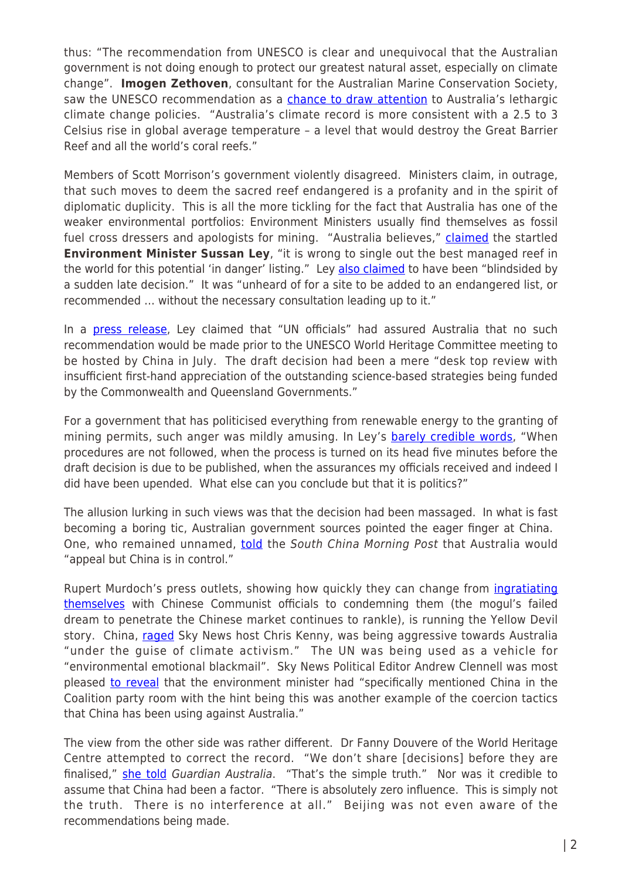thus: "The recommendation from UNESCO is clear and unequivocal that the Australian government is not doing enough to protect our greatest natural asset, especially on climate change". **Imogen Zethoven**, consultant for the Australian Marine Conservation Society, saw the UNESCO recommendation as a chance to draw attention to Australia's lethargic climate change policies. "Australia's climate record is more consistent with a 2.5 to 3 Celsius rise in global average temperature – a level that would destroy the Great Barrier Reef and all the world's coral reefs."

Members of Scott Morrison's government violently disagreed. Ministers claim, in outrage, that such moves to deem the sacred reef endangered is a profanity and in the spirit of diplomatic duplicity. This is all the more tickling for the fact that Australia has one of the weaker environmental portfolios: Environment Ministers usually find themselves as fossil fuel cross dressers and apologists for mining. "Australia believes," claimed the startled **Environment Minister Sussan Ley**, "it is wrong to single out the best managed reef in the world for this potential 'in danger' listing." Ley also claimed to have been "blindsided by a sudden late decision." It was "unheard of for a site to be added to an endangered list, or recommended … without the necessary consultation leading up to it."

In a press release, Ley claimed that "UN officials" had assured Australia that no such recommendation would be made prior to the UNESCO World Heritage Committee meeting to be hosted by China in July. The draft decision had been a mere "desk top review with insufficient first-hand appreciation of the outstanding science-based strategies being funded by the Commonwealth and Queensland Governments."

For a government that has politicised everything from renewable energy to the granting of mining permits, such anger was mildly amusing. In Ley's barely credible words, "When procedures are not followed, when the process is turned on its head five minutes before the draft decision is due to be published, when the assurances my officials received and indeed I did have been upended. What else can you conclude but that it is politics?"

The allusion lurking in such views was that the decision had been massaged. In what is fast becoming a boring tic, Australian government sources pointed the eager finger at China. One, who remained unnamed, told the *South China Morning Post* that Australia would "appeal but China is in control."

Rupert Murdoch's press outlets, showing how quickly they can change from ingratiating themselves with Chinese Communist officials to condemning them (the mogul's failed dream to penetrate the Chinese market continues to rankle), is running the Yellow Devil story. China, raged Sky News host Chris Kenny, was being aggressive towards Australia "under the guise of climate activism." The UN was being used as a vehicle for "environmental emotional blackmail". Sky News Political Editor Andrew Clennell was most pleased to reveal that the environment minister had "specifically mentioned China in the Coalition party room with the hint being this was another example of the coercion tactics that China has been using against Australia."

The view from the other side was rather different. Dr Fanny Douvere of the World Heritage Centre attempted to correct the record. "We don't share [decisions] before they are finalised," she told *Guardian Australia*. "That's the simple truth." Nor was it credible to assume that China had been a factor. "There is absolutely zero influence. This is simply not the truth. There is no interference at all." Beijing was not even aware of the recommendations being made.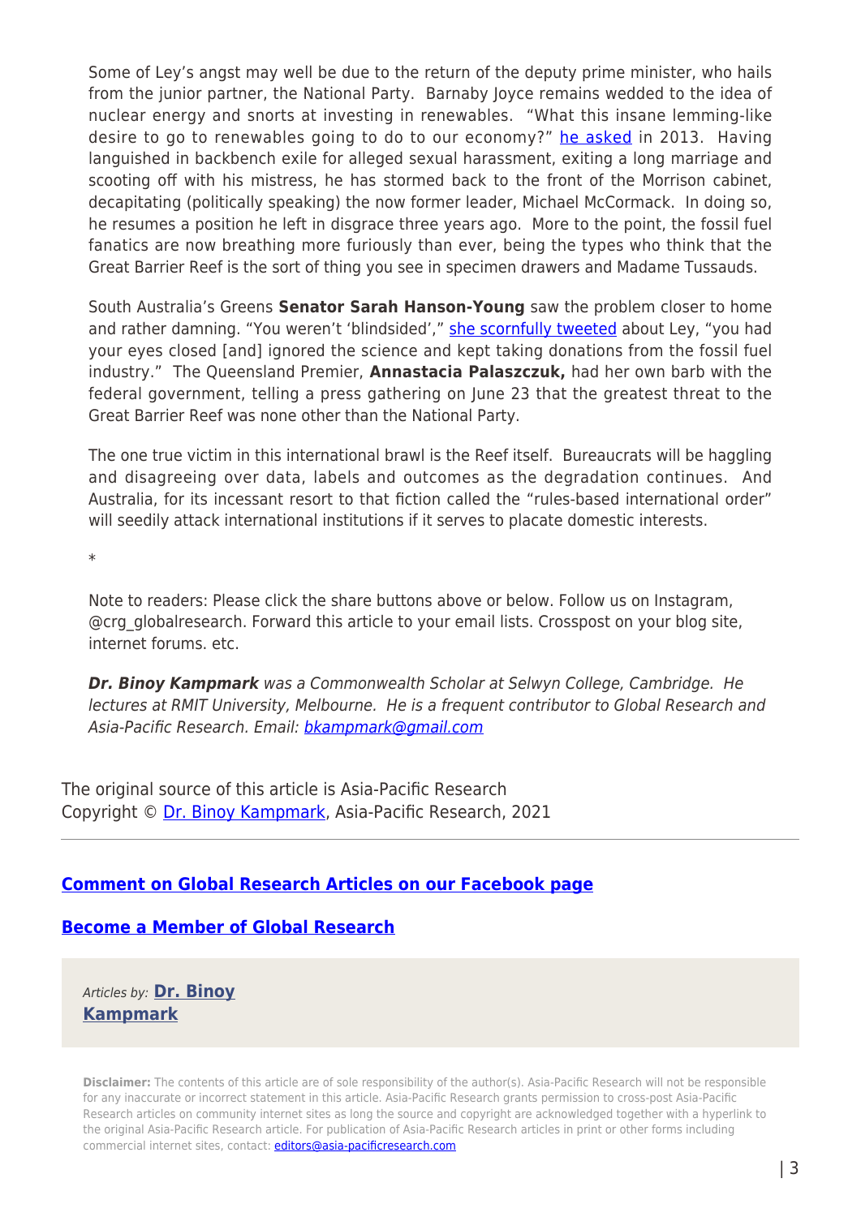Some of Ley's angst may well be due to the return of the deputy prime minister, who hails from the junior partner, the National Party. Barnaby Joyce remains wedded to the idea of nuclear energy and snorts at investing in renewables. "What this insane lemming-like desire to go to renewables going to do to our economy?" [he asked](#) in 2013. Having languished in backbench exile for alleged sexual harassment, exiting a long marriage and scooting off with his mistress, he has stormed back to the front of the Morrison cabinet, decapitating (politically speaking) the now former leader, Michael McCormack. In doing so, he resumes a position he left in disgrace three years ago. More to the point, the fossil fuel fanatics are now breathing more furiously than ever, being the types who think that the Great Barrier Reef is the sort of thing you see in specimen drawers and Madame Tussauds.

South Australia's Greens **Senator Sarah Hanson-Young** saw the problem closer to home and rather damning. "You weren't 'blindsided'," [she scornfully tweeted](#) about Ley, "you had your eyes closed [and] ignored the science and kept taking donations from the fossil fuel industry." The Queensland Premier, **Annastacia Palaszczuk,** had her own barb with the federal government, telling a press gathering on June 23 that the greatest threat to the Great Barrier Reef was none other than the National Party.

The one true victim in this international brawl is the Reef itself. Bureaucrats will be haggling and disagreeing over data, labels and outcomes as the degradation continues. And Australia, for its incessant resort to that fiction called the "rules-based international order" will seedily attack international institutions if it serves to placate domestic interests.

*

Note to readers: Please click the share buttons above or below. Follow us on Instagram, @crg_globalresearch. Forward this article to your email lists. Crosspost on your blog site, internet forums. etc.

***Dr. Binoy Kampmark*** *was a Commonwealth Scholar at Selwyn College, Cambridge. He lectures at RMIT University, Melbourne. He is a frequent contributor to Global Research and Asia-Pacific Research. Email: [bkampmark@gmail.com](mailto:bkampmark@gmail.com)*

The original source of this article is Asia-Pacific Research
Copyright © [Dr. Binoy Kampmark](#), Asia-Pacific Research, 2021

---

**[Comment on Global Research Articles on our Facebook page](#)**

**[Become a Member of Global Research](#)**

*Articles by:* **[Dr. Binoy Kampmark](#)**

**Disclaimer:** The contents of this article are of sole responsibility of the author(s). Asia-Pacific Research will not be responsible for any inaccurate or incorrect statement in this article. Asia-Pacific Research grants permission to cross-post Asia-Pacific Research articles on community internet sites as long the source and copyright are acknowledged together with a hyperlink to the original Asia-Pacific Research article. For publication of Asia-Pacific Research articles in print or other forms including commercial internet sites, contact: [editors@asia-pacificresearch.com](mailto:editors@asia-pacificresearch.com)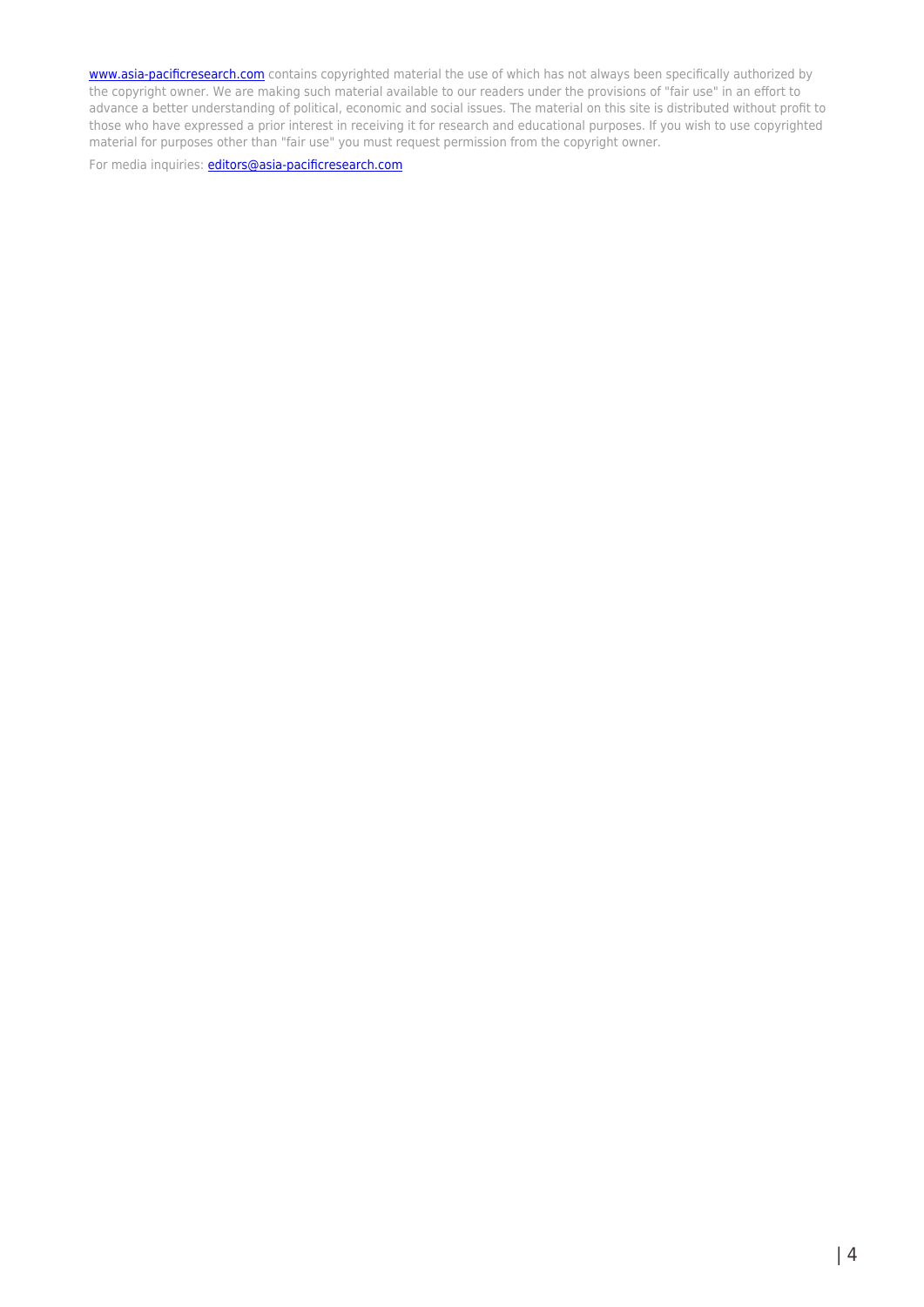www.asia-pacificresearch.com contains copyrighted material the use of which has not always been specifically authorized by the copyright owner. We are making such material available to our readers under the provisions of "fair use" in an effort to advance a better understanding of political, economic and social issues. The material on this site is distributed without profit to those who have expressed a prior interest in receiving it for research and educational purposes. If you wish to use copyrighted material for purposes other than "fair use" you must request permission from the copyright owner.

For media inquiries: editors@asia-pacificresearch.com